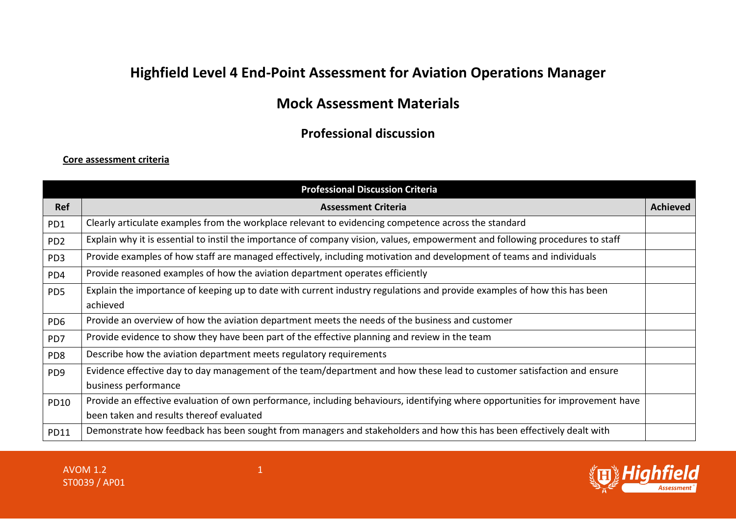# Highfield Level 4 End-Point Assessment for Aviation Operations Manager

## Mock Assessment Materials

### Professional discussion

**Core assessment criteria**

| Professional Discussion Criteria | | |
|---|---|---|
| **Ref** | **Assessment Criteria** | **Achieved** |
| PD1 | Clearly articulate examples from the workplace relevant to evidencing competence across the standard | |
| PD2 | Explain why it is essential to instil the importance of company vision, values, empowerment and following procedures to staff | |
| PD3 | Provide examples of how staff are managed effectively, including motivation and development of teams and individuals | |
| PD4 | Provide reasoned examples of how the aviation department operates efficiently | |
| PD5 | Explain the importance of keeping up to date with current industry regulations and provide examples of how this has been achieved | |
| PD6 | Provide an overview of how the aviation department meets the needs of the business and customer | |
| PD7 | Provide evidence to show they have been part of the effective planning and review in the team | |
| PD8 | Describe how the aviation department meets regulatory requirements | |
| PD9 | Evidence effective day to day management of the team/department and how these lead to customer satisfaction and ensure business performance | |
| PD10 | Provide an effective evaluation of own performance, including behaviours, identifying where opportunities for improvement have been taken and results thereof evaluated | |
| PD11 | Demonstrate how feedback has been sought from managers and stakeholders and how this has been effectively dealt with | |

AVOM 1.2
ST0039 / AP01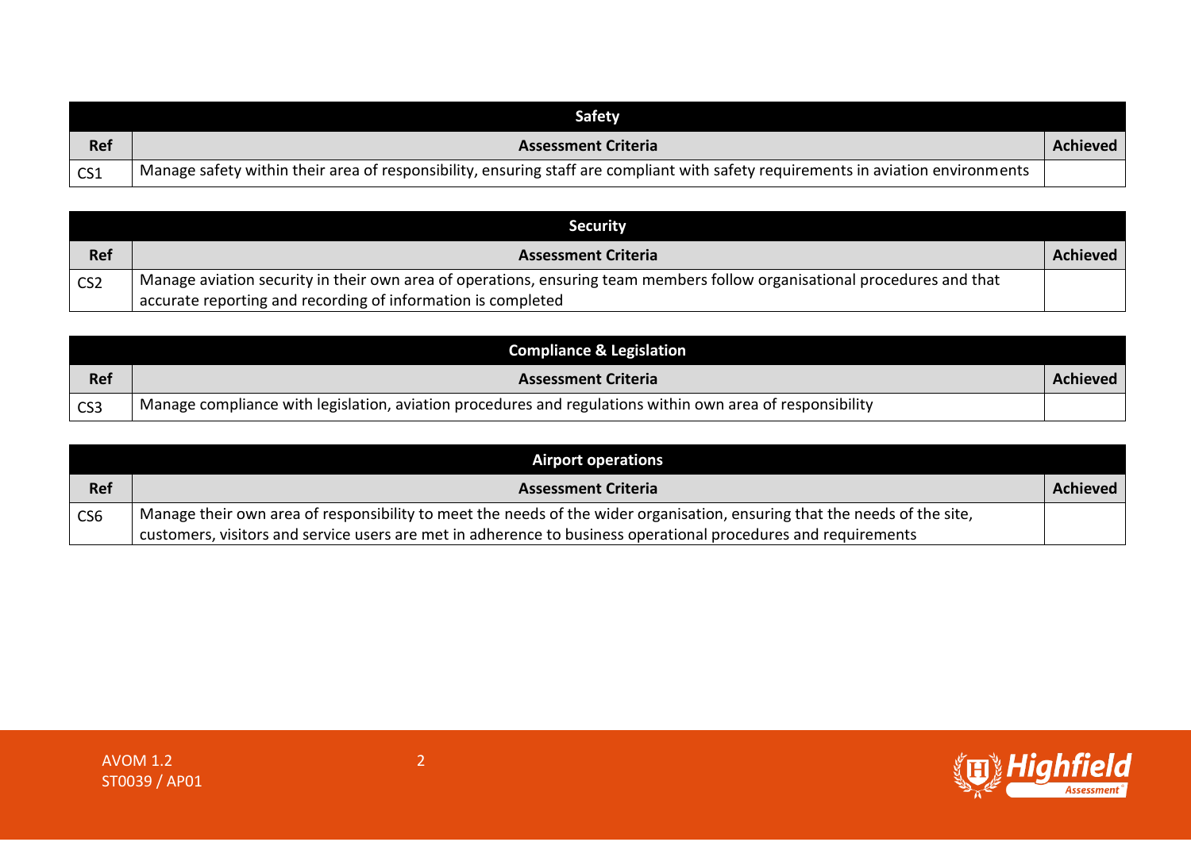| Safety | | |
|---|---|---|
| **Ref** | **Assessment Criteria** | **Achieved** |
| CS1 | Manage safety within their area of responsibility, ensuring staff are compliant with safety requirements in aviation environments | |

| Security | | |
|---|---|---|
| **Ref** | **Assessment Criteria** | **Achieved** |
| CS2 | Manage aviation security in their own area of operations, ensuring team members follow organisational procedures and that accurate reporting and recording of information is completed | |

| Compliance & Legislation | | |
|---|---|---|
| **Ref** | **Assessment Criteria** | **Achieved** |
| CS3 | Manage compliance with legislation, aviation procedures and regulations within own area of responsibility | |

| Airport operations | | |
|---|---|---|
| **Ref** | **Assessment Criteria** | **Achieved** |
| CS6 | Manage their own area of responsibility to meet the needs of the wider organisation, ensuring that the needs of the site, customers, visitors and service users are met in adherence to business operational procedures and requirements | |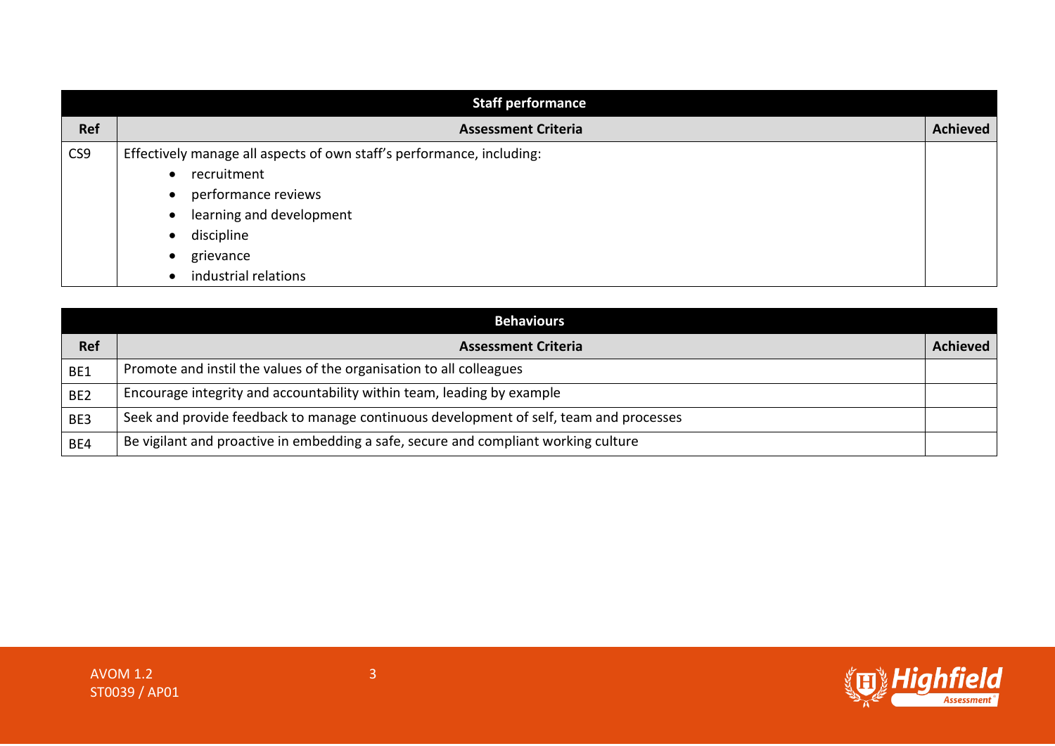| Staff performance | | |
|---|---|---|
| **Ref** | **Assessment Criteria** | **Achieved** |
| CS9 | Effectively manage all aspects of own staff's performance, including:<br>• recruitment<br>• performance reviews<br>• learning and development<br>• discipline<br>• grievance<br>• industrial relations | |

| Behaviours | | |
|---|---|---|
| **Ref** | **Assessment Criteria** | **Achieved** |
| BE1 | Promote and instil the values of the organisation to all colleagues | |
| BE2 | Encourage integrity and accountability within team, leading by example | |
| BE3 | Seek and provide feedback to manage continuous development of self, team and processes | |
| BE4 | Be vigilant and proactive in embedding a safe, secure and compliant working culture | |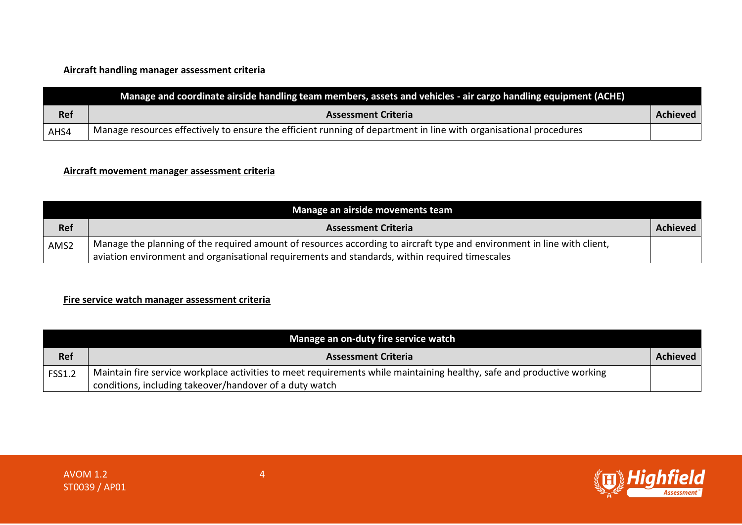**Aircraft handling manager assessment criteria**

| Manage and coordinate airside handling team members, assets and vehicles - air cargo handling equipment (ACHE) | | |
|---|---|---|
| **Ref** | **Assessment Criteria** | **Achieved** |
| AHS4 | Manage resources effectively to ensure the efficient running of department in line with organisational procedures | |

**Aircraft movement manager assessment criteria**

| Manage an airside movements team | | |
|---|---|---|
| **Ref** | **Assessment Criteria** | **Achieved** |
| AMS2 | Manage the planning of the required amount of resources according to aircraft type and environment in line with client, aviation environment and organisational requirements and standards, within required timescales | |

**Fire service watch manager assessment criteria**

| Manage an on-duty fire service watch | | |
|---|---|---|
| **Ref** | **Assessment Criteria** | **Achieved** |
| FSS1.2 | Maintain fire service workplace activities to meet requirements while maintaining healthy, safe and productive working conditions, including takeover/handover of a duty watch | |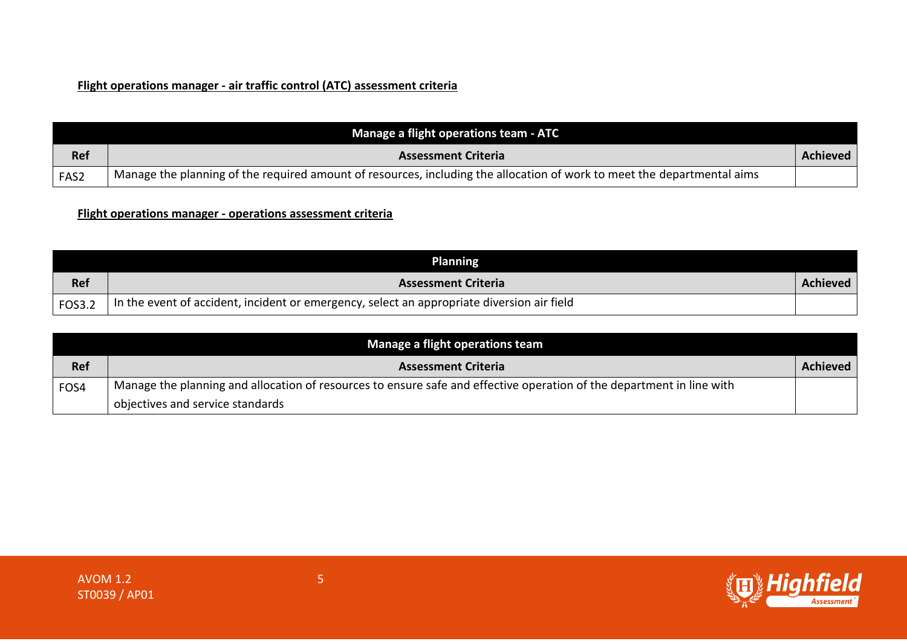**Flight operations manager - air traffic control (ATC) assessment criteria**

| Manage a flight operations team - ATC | | |
|---|---|---|
| **Ref** | **Assessment Criteria** | **Achieved** |
| FAS2 | Manage the planning of the required amount of resources, including the allocation of work to meet the departmental aims | |

**Flight operations manager - operations assessment criteria**

| Planning | | |
|---|---|---|
| **Ref** | **Assessment Criteria** | **Achieved** |
| FOS3.2 | In the event of accident, incident or emergency, select an appropriate diversion air field | |

| Manage a flight operations team | | |
|---|---|---|
| **Ref** | **Assessment Criteria** | **Achieved** |
| FOS4 | Manage the planning and allocation of resources to ensure safe and effective operation of the department in line with objectives and service standards | |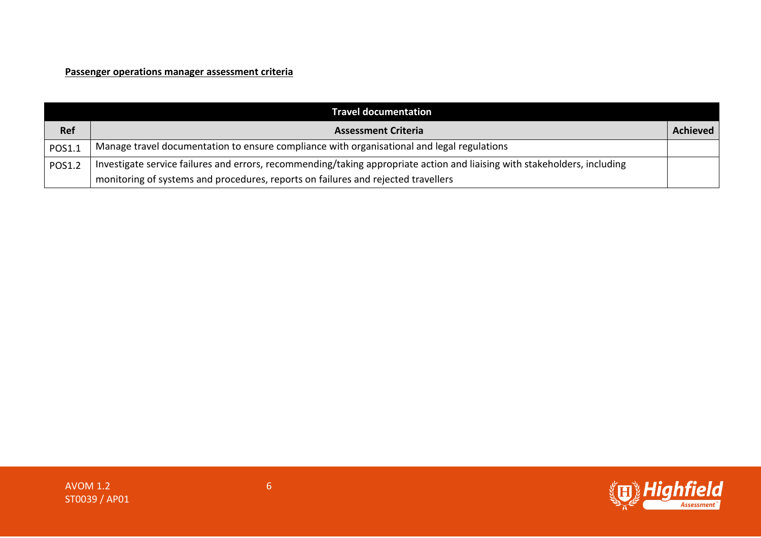**Passenger operations manager assessment criteria**

| Travel documentation | | |
|---|---|---|
| **Ref** | **Assessment Criteria** | **Achieved** |
| POS1.1 | Manage travel documentation to ensure compliance with organisational and legal regulations | |
| POS1.2 | Investigate service failures and errors, recommending/taking appropriate action and liaising with stakeholders, including monitoring of systems and procedures, reports on failures and rejected travellers | |